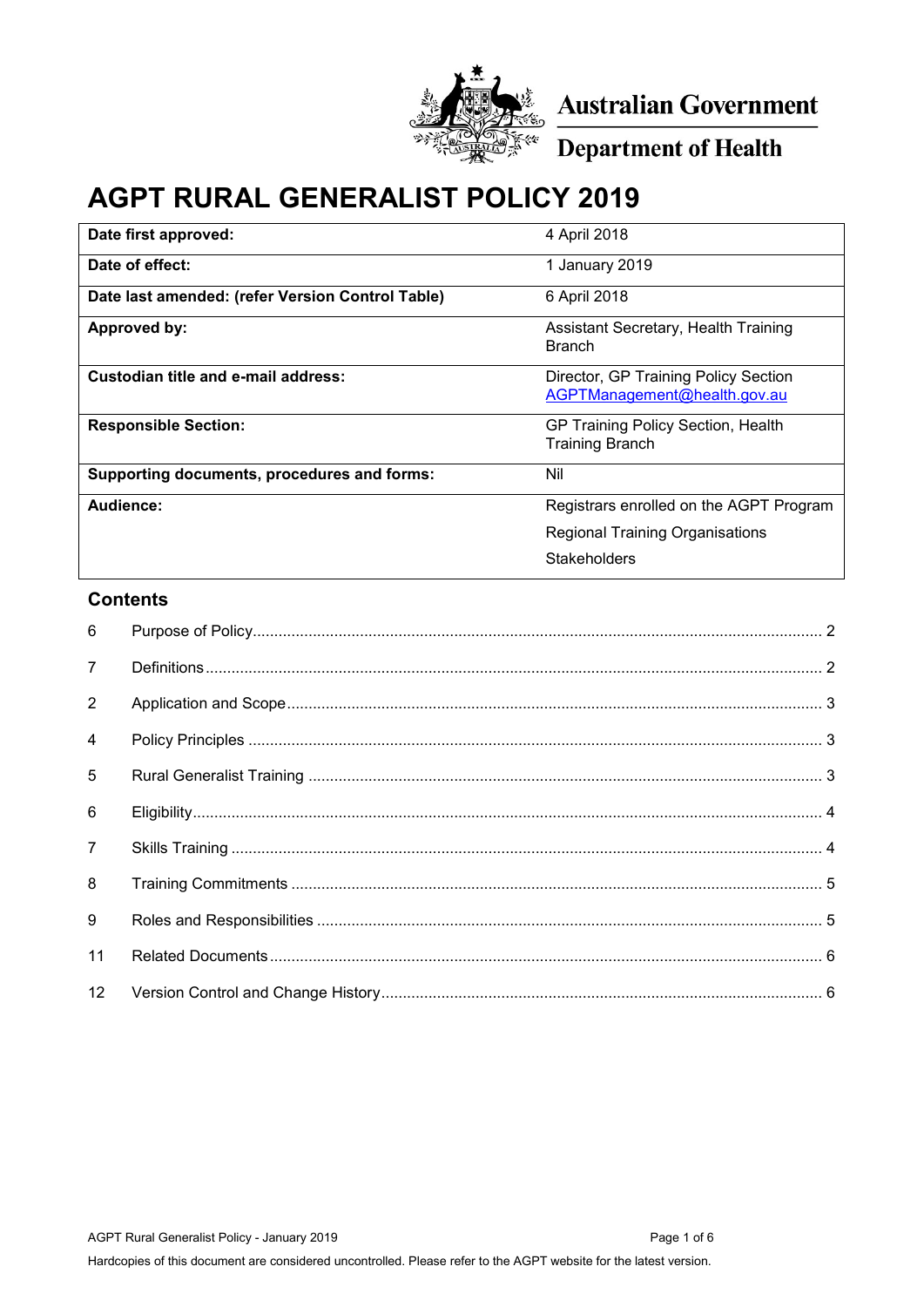Australian Government

Department of Health

# AGPT RURAL GENERALIST POLICY 2019

| | |
|---|---|
| **Date first approved:** | 4 April 2018 |
| **Date of effect:** | 1 January 2019 |
| **Date last amended: (refer Version Control Table)** | 6 April 2018 |
| **Approved by:** | Assistant Secretary, Health Training Branch |
| **Custodian title and e-mail address:** | Director, GP Training Policy Section AGPTManagement@health.gov.au |
| **Responsible Section:** | GP Training Policy Section, Health Training Branch |
| **Supporting documents, procedures and forms:** | Nil |
| **Audience:** | Registrars enrolled on the AGPT Program<br>Regional Training Organisations<br>Stakeholders |

## Contents

6 Purpose of Policy .......... 2

7 Definitions .......... 2

2 Application and Scope .......... 3

4 Policy Principles .......... 3

5 Rural Generalist Training .......... 3

6 Eligibility .......... 4

7 Skills Training .......... 4

8 Training Commitments .......... 5

9 Roles and Responsibilities .......... 5

11 Related Documents .......... 6

12 Version Control and Change History .......... 6

Hardcopies of this document are considered uncontrolled. Please refer to the AGPT website for the latest version.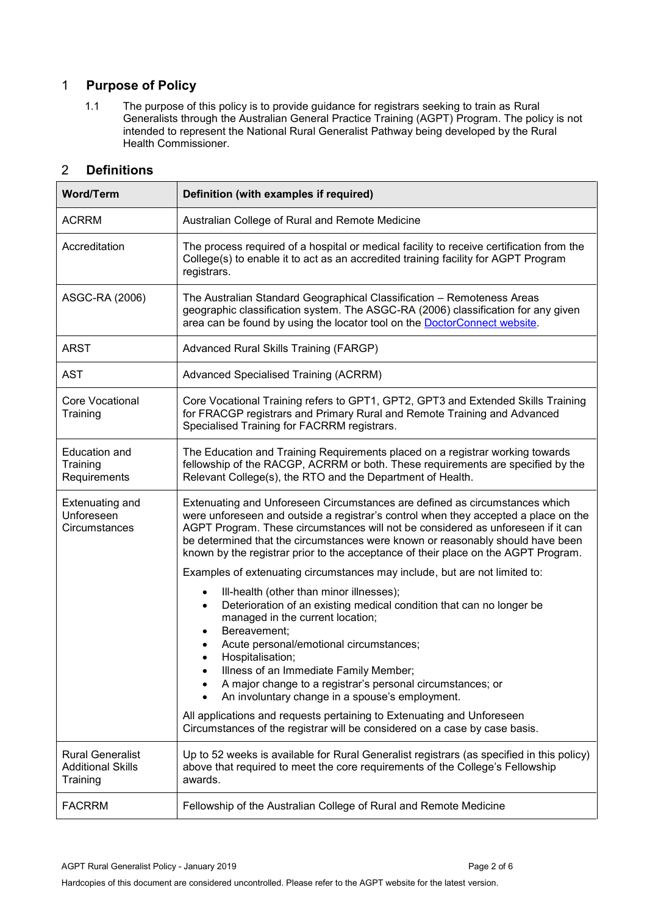## 1 Purpose of Policy

1.1 The purpose of this policy is to provide guidance for registrars seeking to train as Rural Generalists through the Australian General Practice Training (AGPT) Program. The policy is not intended to represent the National Rural Generalist Pathway being developed by the Rural Health Commissioner.

## 2 Definitions

| Word/Term | Definition (with examples if required) |
|---|---|
| ACRRM | Australian College of Rural and Remote Medicine |
| Accreditation | The process required of a hospital or medical facility to receive certification from the College(s) to enable it to act as an accredited training facility for AGPT Program registrars. |
| ASGC-RA (2006) | The Australian Standard Geographical Classification – Remoteness Areas geographic classification system. The ASGC-RA (2006) classification for any given area can be found by using the locator tool on the [DoctorConnect website](). |
| ARST | Advanced Rural Skills Training (FARGP) |
| AST | Advanced Specialised Training (ACRRM) |
| Core Vocational Training | Core Vocational Training refers to GPT1, GPT2, GPT3 and Extended Skills Training for FRACGP registrars and Primary Rural and Remote Training and Advanced Specialised Training for FACRRM registrars. |
| Education and Training Requirements | The Education and Training Requirements placed on a registrar working towards fellowship of the RACGP, ACRRM or both. These requirements are specified by the Relevant College(s), the RTO and the Department of Health. |
| Extenuating and Unforeseen Circumstances | Extenuating and Unforeseen Circumstances are defined as circumstances which were unforeseen and outside a registrar's control when they accepted a place on the AGPT Program. These circumstances will not be considered as unforeseen if it can be determined that the circumstances were known or reasonably should have been known by the registrar prior to the acceptance of their place on the AGPT Program.<br><br>Examples of extenuating circumstances may include, but are not limited to:<br><br>• Ill-health (other than minor illnesses);<br>• Deterioration of an existing medical condition that can no longer be managed in the current location;<br>• Bereavement;<br>• Acute personal/emotional circumstances;<br>• Hospitalisation;<br>• Illness of an Immediate Family Member;<br>• A major change to a registrar's personal circumstances; or<br>• An involuntary change in a spouse's employment.<br><br>All applications and requests pertaining to Extenuating and Unforeseen Circumstances of the registrar will be considered on a case by case basis. |
| Rural Generalist Additional Skills Training | Up to 52 weeks is available for Rural Generalist registrars (as specified in this policy) above that required to meet the core requirements of the College's Fellowship awards. |
| FACRRM | Fellowship of the Australian College of Rural and Remote Medicine |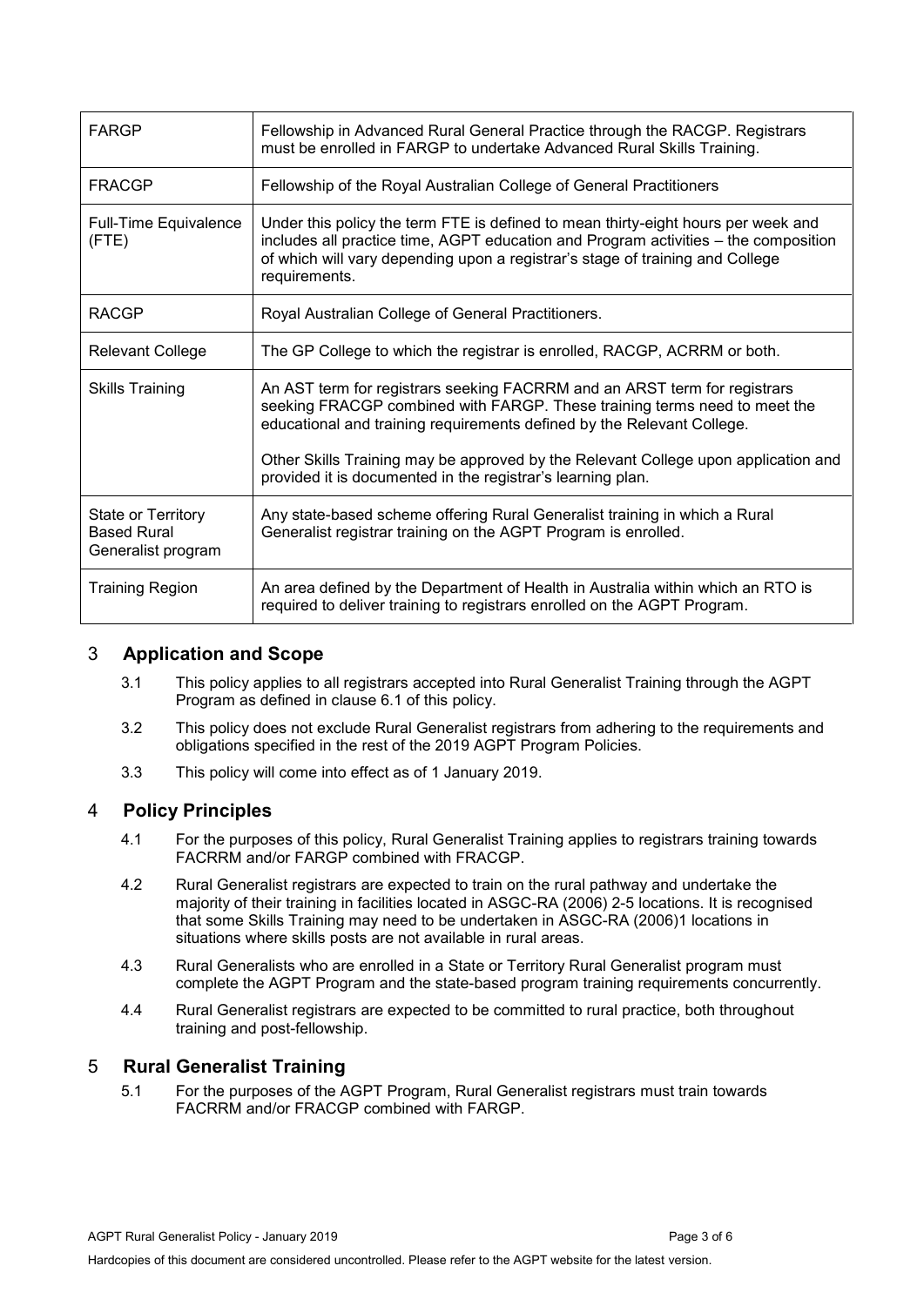| | |
|---|---|
| FARGP | Fellowship in Advanced Rural General Practice through the RACGP. Registrars must be enrolled in FARGP to undertake Advanced Rural Skills Training. |
| FRACGP | Fellowship of the Royal Australian College of General Practitioners |
| Full-Time Equivalence (FTE) | Under this policy the term FTE is defined to mean thirty-eight hours per week and includes all practice time, AGPT education and Program activities – the composition of which will vary depending upon a registrar's stage of training and College requirements. |
| RACGP | Royal Australian College of General Practitioners. |
| Relevant College | The GP College to which the registrar is enrolled, RACGP, ACRRM or both. |
| Skills Training | An AST term for registrars seeking FACRRM and an ARST term for registrars seeking FRACGP combined with FARGP. These training terms need to meet the educational and training requirements defined by the Relevant College.<br><br>Other Skills Training may be approved by the Relevant College upon application and provided it is documented in the registrar's learning plan. |
| State or Territory Based Rural Generalist program | Any state-based scheme offering Rural Generalist training in which a Rural Generalist registrar training on the AGPT Program is enrolled. |
| Training Region | An area defined by the Department of Health in Australia within which an RTO is required to deliver training to registrars enrolled on the AGPT Program. |

## 3 Application and Scope

3.1 This policy applies to all registrars accepted into Rural Generalist Training through the AGPT Program as defined in clause 6.1 of this policy.

3.2 This policy does not exclude Rural Generalist registrars from adhering to the requirements and obligations specified in the rest of the 2019 AGPT Program Policies.

3.3 This policy will come into effect as of 1 January 2019.

## 4 Policy Principles

4.1 For the purposes of this policy, Rural Generalist Training applies to registrars training towards FACRRM and/or FARGP combined with FRACGP.

4.2 Rural Generalist registrars are expected to train on the rural pathway and undertake the majority of their training in facilities located in ASGC-RA (2006) 2-5 locations. It is recognised that some Skills Training may need to be undertaken in ASGC-RA (2006)1 locations in situations where skills posts are not available in rural areas.

4.3 Rural Generalists who are enrolled in a State or Territory Rural Generalist program must complete the AGPT Program and the state-based program training requirements concurrently.

4.4 Rural Generalist registrars are expected to be committed to rural practice, both throughout training and post-fellowship.

## 5 Rural Generalist Training

5.1 For the purposes of the AGPT Program, Rural Generalist registrars must train towards FACRRM and/or FRACGP combined with FARGP.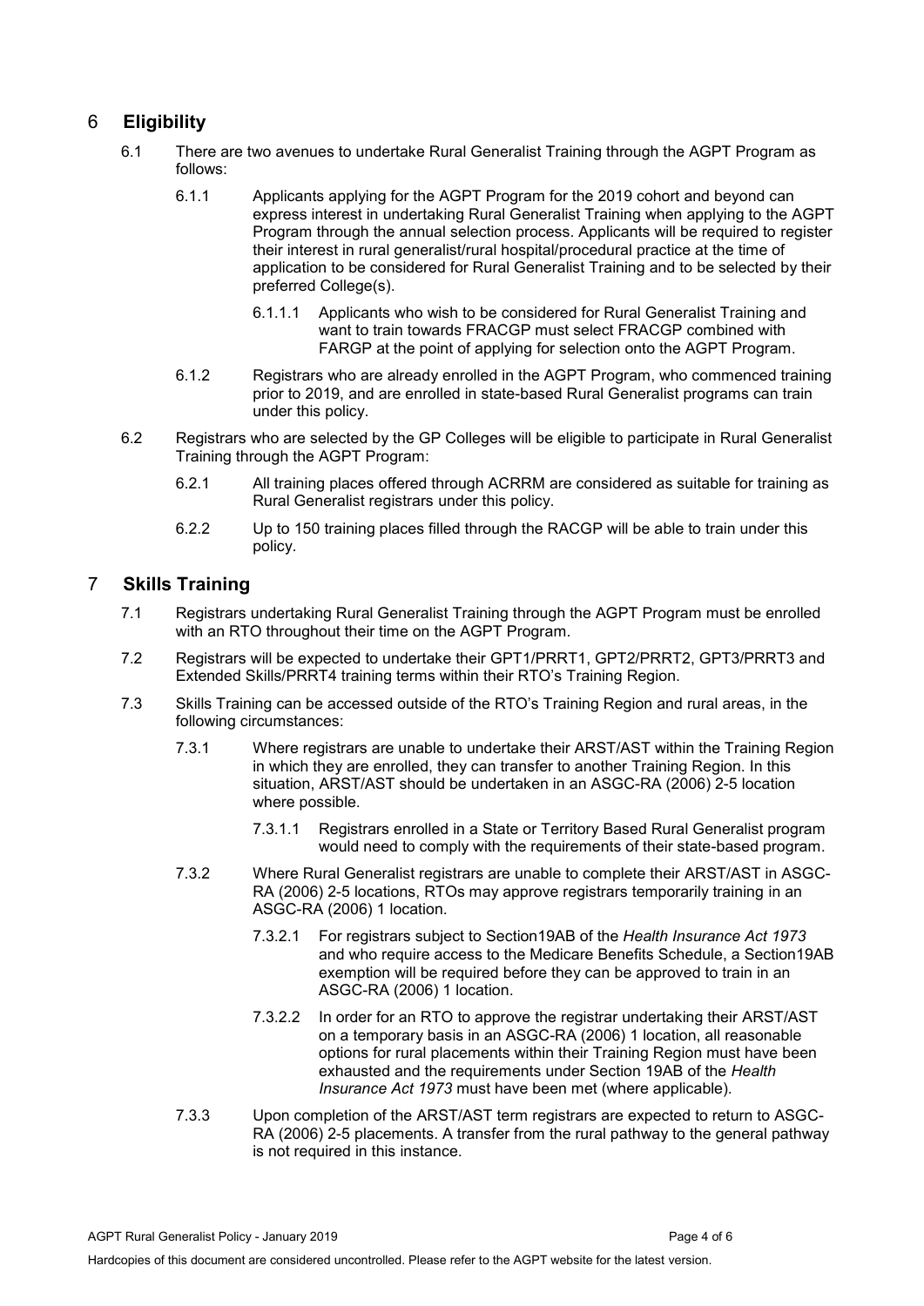## 6 Eligibility

6.1 There are two avenues to undertake Rural Generalist Training through the AGPT Program as follows:

6.1.1 Applicants applying for the AGPT Program for the 2019 cohort and beyond can express interest in undertaking Rural Generalist Training when applying to the AGPT Program through the annual selection process. Applicants will be required to register their interest in rural generalist/rural hospital/procedural practice at the time of application to be considered for Rural Generalist Training and to be selected by their preferred College(s).

6.1.1.1 Applicants who wish to be considered for Rural Generalist Training and want to train towards FRACGP must select FRACGP combined with FARGP at the point of applying for selection onto the AGPT Program.

6.1.2 Registrars who are already enrolled in the AGPT Program, who commenced training prior to 2019, and are enrolled in state-based Rural Generalist programs can train under this policy.

6.2 Registrars who are selected by the GP Colleges will be eligible to participate in Rural Generalist Training through the AGPT Program:

6.2.1 All training places offered through ACRRM are considered as suitable for training as Rural Generalist registrars under this policy.

6.2.2 Up to 150 training places filled through the RACGP will be able to train under this policy.

## 7 Skills Training

7.1 Registrars undertaking Rural Generalist Training through the AGPT Program must be enrolled with an RTO throughout their time on the AGPT Program.

7.2 Registrars will be expected to undertake their GPT1/PRRT1, GPT2/PRRT2, GPT3/PRRT3 and Extended Skills/PRRT4 training terms within their RTO's Training Region.

7.3 Skills Training can be accessed outside of the RTO's Training Region and rural areas, in the following circumstances:

7.3.1 Where registrars are unable to undertake their ARST/AST within the Training Region in which they are enrolled, they can transfer to another Training Region. In this situation, ARST/AST should be undertaken in an ASGC-RA (2006) 2-5 location where possible.

7.3.1.1 Registrars enrolled in a State or Territory Based Rural Generalist program would need to comply with the requirements of their state-based program.

7.3.2 Where Rural Generalist registrars are unable to complete their ARST/AST in ASGC-RA (2006) 2-5 locations, RTOs may approve registrars temporarily training in an ASGC-RA (2006) 1 location.

7.3.2.1 For registrars subject to Section19AB of the *Health Insurance Act 1973* and who require access to the Medicare Benefits Schedule, a Section19AB exemption will be required before they can be approved to train in an ASGC-RA (2006) 1 location.

7.3.2.2 In order for an RTO to approve the registrar undertaking their ARST/AST on a temporary basis in an ASGC-RA (2006) 1 location, all reasonable options for rural placements within their Training Region must have been exhausted and the requirements under Section 19AB of the *Health Insurance Act 1973* must have been met (where applicable).

7.3.3 Upon completion of the ARST/AST term registrars are expected to return to ASGC-RA (2006) 2-5 placements. A transfer from the rural pathway to the general pathway is not required in this instance.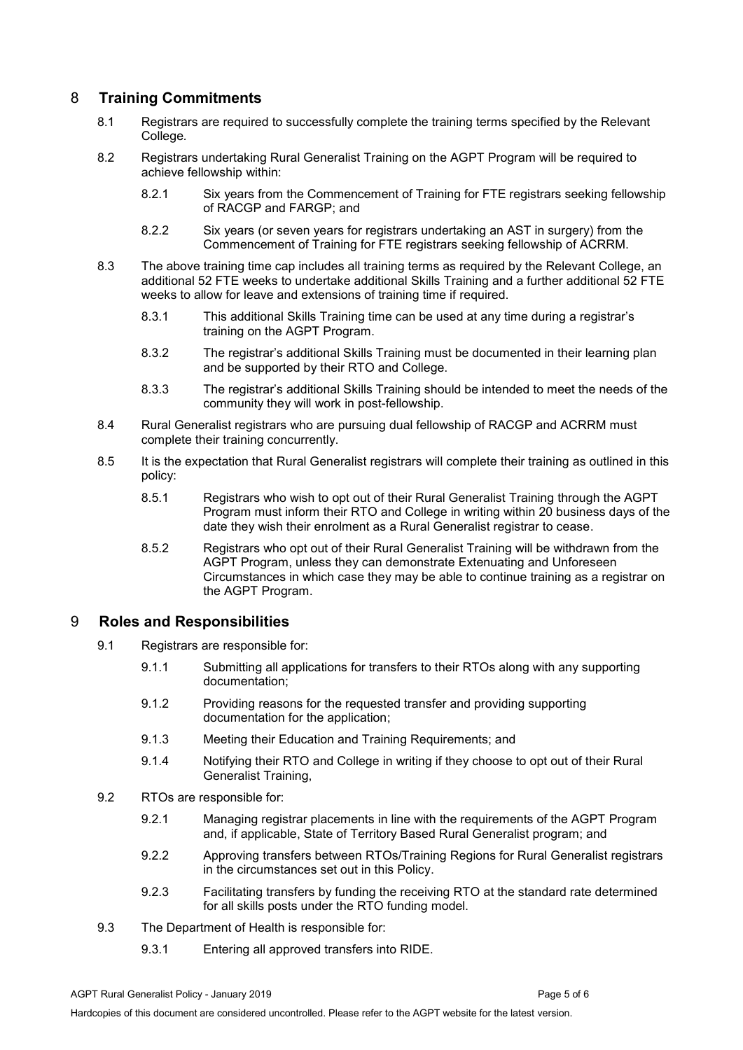## 8 Training Commitments

8.1 Registrars are required to successfully complete the training terms specified by the Relevant College.

8.2 Registrars undertaking Rural Generalist Training on the AGPT Program will be required to achieve fellowship within:

8.2.1 Six years from the Commencement of Training for FTE registrars seeking fellowship of RACGP and FARGP; and

8.2.2 Six years (or seven years for registrars undertaking an AST in surgery) from the Commencement of Training for FTE registrars seeking fellowship of ACRRM.

8.3 The above training time cap includes all training terms as required by the Relevant College, an additional 52 FTE weeks to undertake additional Skills Training and a further additional 52 FTE weeks to allow for leave and extensions of training time if required.

8.3.1 This additional Skills Training time can be used at any time during a registrar's training on the AGPT Program.

8.3.2 The registrar's additional Skills Training must be documented in their learning plan and be supported by their RTO and College.

8.3.3 The registrar's additional Skills Training should be intended to meet the needs of the community they will work in post-fellowship.

8.4 Rural Generalist registrars who are pursuing dual fellowship of RACGP and ACRRM must complete their training concurrently.

8.5 It is the expectation that Rural Generalist registrars will complete their training as outlined in this policy:

8.5.1 Registrars who wish to opt out of their Rural Generalist Training through the AGPT Program must inform their RTO and College in writing within 20 business days of the date they wish their enrolment as a Rural Generalist registrar to cease.

8.5.2 Registrars who opt out of their Rural Generalist Training will be withdrawn from the AGPT Program, unless they can demonstrate Extenuating and Unforeseen Circumstances in which case they may be able to continue training as a registrar on the AGPT Program.

## 9 Roles and Responsibilities

9.1 Registrars are responsible for:

9.1.1 Submitting all applications for transfers to their RTOs along with any supporting documentation;

9.1.2 Providing reasons for the requested transfer and providing supporting documentation for the application;

9.1.3 Meeting their Education and Training Requirements; and

9.1.4 Notifying their RTO and College in writing if they choose to opt out of their Rural Generalist Training,

9.2 RTOs are responsible for:

9.2.1 Managing registrar placements in line with the requirements of the AGPT Program and, if applicable, State of Territory Based Rural Generalist program; and

9.2.2 Approving transfers between RTOs/Training Regions for Rural Generalist registrars in the circumstances set out in this Policy.

9.2.3 Facilitating transfers by funding the receiving RTO at the standard rate determined for all skills posts under the RTO funding model.

9.3 The Department of Health is responsible for:

9.3.1 Entering all approved transfers into RIDE.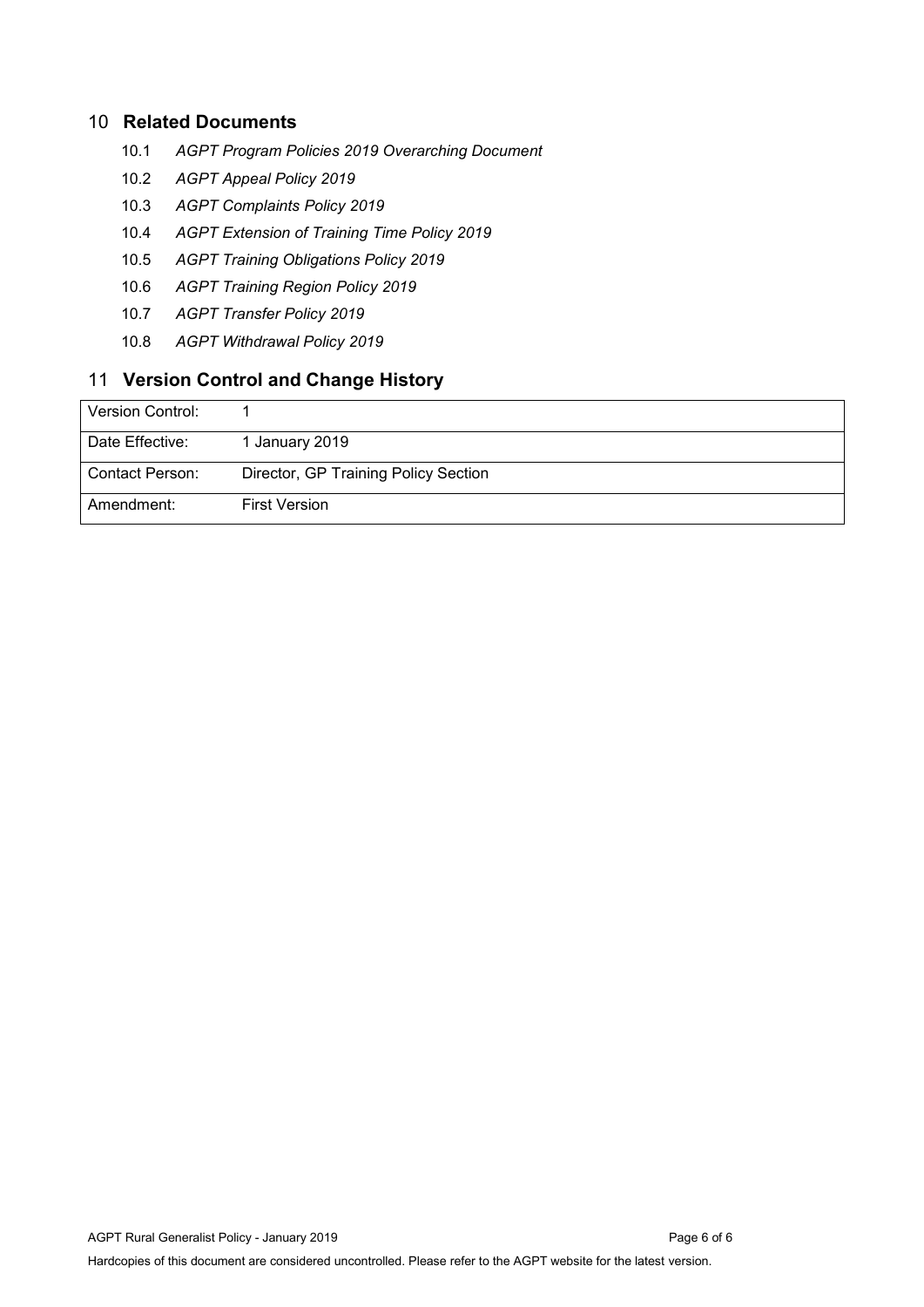## 10 **Related Documents**

10.1 *AGPT Program Policies 2019 Overarching Document*

10.2 *AGPT Appeal Policy 2019*

10.3 *AGPT Complaints Policy 2019*

10.4 *AGPT Extension of Training Time Policy 2019*

10.5 *AGPT Training Obligations Policy 2019*

10.6 *AGPT Training Region Policy 2019*

10.7 *AGPT Transfer Policy 2019*

10.8 *AGPT Withdrawal Policy 2019*

## 11 **Version Control and Change History**

| | |
|---|---|
| Version Control: | 1 |
| Date Effective: | 1 January 2019 |
| Contact Person: | Director, GP Training Policy Section |
| Amendment: | First Version |